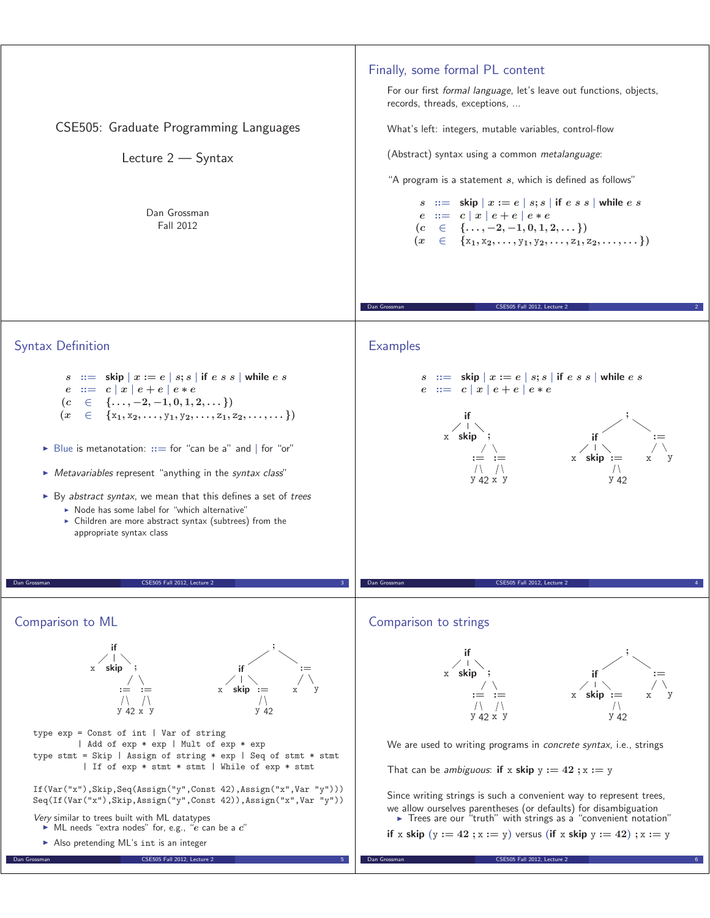# CSE505: Graduate Programming Languages

Lecture 2 — Syntax

Dan Grossman
Fall 2012

## Finally, some formal PL content

For our first *formal language*, let's leave out functions, objects, records, threads, exceptions, ...

What's left: integers, mutable variables, control-flow

(Abstract) syntax using a common *metalanguage*:

"A program is a statement $s$, which is defined as follows"

$$
\begin{array}{lcl}
s & ::= & \textbf{skip} \mid x := e \mid s ; s \mid \textbf{if}\ e\ s\ s \mid \textbf{while}\ e\ s \\
e & ::= & c \mid x \mid e + e \mid e * e \\
(c & \in & \{\ldots, -2, -1, 0, 1, 2, \ldots\}) \\
(x & \in & \{\mathrm{x}_1, \mathrm{x}_2, \ldots, \mathrm{y}_1, \mathrm{y}_2, \ldots, \mathrm{z}_1, \mathrm{z}_2, \ldots, \ldots\})
\end{array}
$$

## Syntax Definition

$$
\begin{array}{lcl}
s & ::= & \textbf{skip} \mid x := e \mid s ; s \mid \textbf{if}\ e\ s\ s \mid \textbf{while}\ e\ s \\
e & ::= & c \mid x \mid e + e \mid e * e \\
(c & \in & \{\ldots, -2, -1, 0, 1, 2, \ldots\}) \\
(x & \in & \{\mathrm{x}_1, \mathrm{x}_2, \ldots, \mathrm{y}_1, \mathrm{y}_2, \ldots, \mathrm{z}_1, \mathrm{z}_2, \ldots, \ldots\})
\end{array}
$$

- Blue is metanotation: $::=$ for "can be a" and $\mid$ for "or"
- *Metavariables* represent "anything in the *syntax class*"
- By *abstract syntax*, we mean that this defines a set of *trees*
  - Node has some label for "which alternative"
  - Children are more abstract syntax (subtrees) from the appropriate syntax class

## Examples

$$
\begin{array}{lcl}
s & ::= & \textbf{skip} \mid x := e \mid s ; s \mid \textbf{if}\ e\ s\ s \mid \textbf{while}\ e\ s \\
e & ::= & c \mid x \mid e + e \mid e * e
\end{array}
$$

```
      if                          ;
    / | \                      /     \
   x skip ;                  if       :=
         / \               / | \      / \
       :=   :=            x skip :=   x   y
       /\   /\                   /\
      y 42 x  y                 y 42
```

## Comparison to ML

```
      if                          ;
    / | \                      /     \
   x skip ;                  if       :=
         / \               / | \      / \
       :=   :=            x skip :=   x   y
       /\   /\                   /\
      y 42 x  y                 y 42
```

```
type exp = Const of int | Var of string
         | Add of exp * exp | Mult of exp * exp
type stmt = Skip | Assign of string * exp | Seq of stmt * stmt
          | If of exp * stmt * stmt | While of exp * stmt

If(Var("x"),Skip,Seq(Assign("y",Const 42),Assign("x",Var "y")))
Seq(If(Var("x"),Skip,Assign("y",Const 42)),Assign("x",Var "y"))
```

*Very* similar to trees built with ML datatypes

- ML needs "extra nodes" for, e.g., "$e$ can be a $c$"
- Also pretending ML's int is an integer

## Comparison to strings

```
      if                          ;
    / | \                      /     \
   x skip ;                  if       :=
         / \               / | \      / \
       :=   :=            x skip :=   x   y
       /\   /\                   /\
      y 42 x  y                 y 42
```

We are used to writing programs in *concrete syntax*, i.e., strings

That can be *ambiguous*: **if** x **skip** y := 42 ; x := y

Since writing strings is such a convenient way to represent trees, we allow ourselves parentheses (or defaults) for disambiguation

- Trees are our "truth" with strings as a "convenient notation"

**if** x **skip** (y := 42 ; x := y) versus (**if** x **skip** y := 42) ; x := y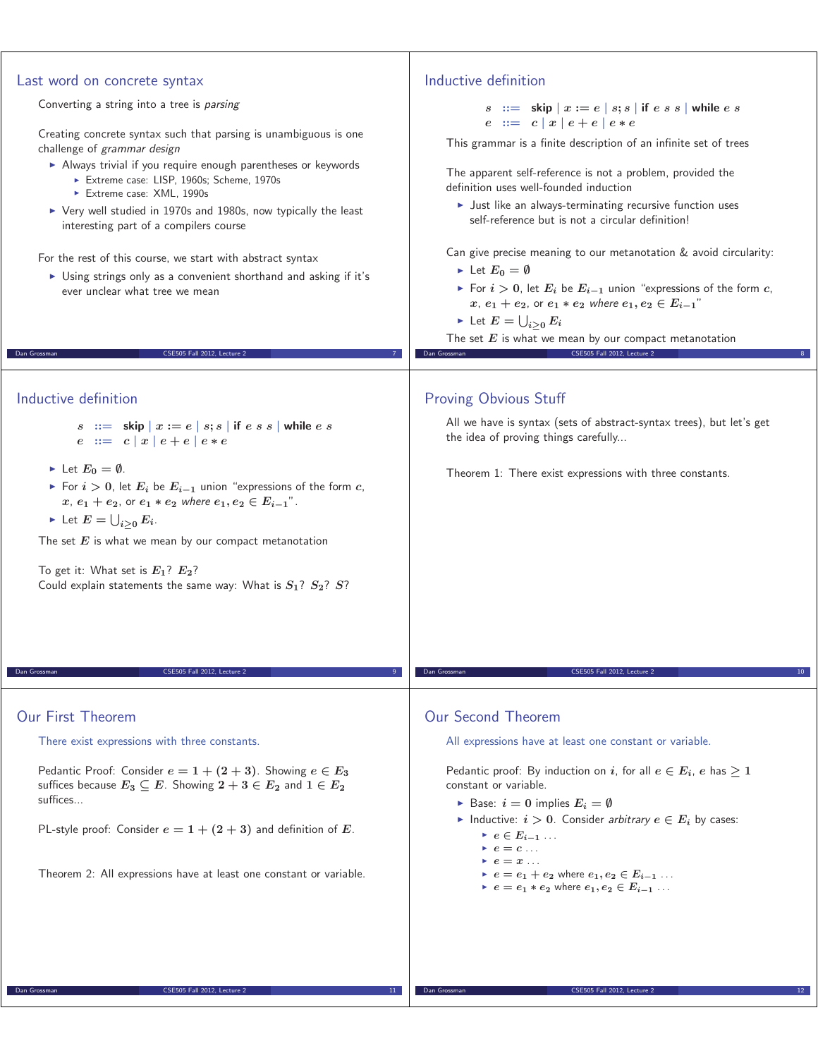## Last word on concrete syntax

Converting a string into a tree is *parsing*

Creating concrete syntax such that parsing is unambiguous is one challenge of *grammar design*

- Always trivial if you require enough parentheses or keywords
  - Extreme case: LISP, 1960s; Scheme, 1970s
  - Extreme case: XML, 1990s
- Very well studied in 1970s and 1980s, now typically the least interesting part of a compilers course

For the rest of this course, we start with abstract syntax

- Using strings only as a convenient shorthand and asking if it's ever unclear what tree we mean

## Inductive definition

$$s \ ::= \ \textbf{skip} \mid x := e \mid s; s \mid \textbf{if}\ e\ s\ s \mid \textbf{while}\ e\ s$$
$$e \ ::= \ c \mid x \mid e + e \mid e * e$$

This grammar is a finite description of an infinite set of trees

The apparent self-reference is not a problem, provided the definition uses well-founded induction

- Just like an always-terminating recursive function uses self-reference but is not a circular definition!

Can give precise meaning to our metanotation & avoid circularity:

- Let $E_0 = \emptyset$
- For $i > 0$, let $E_i$ be $E_{i-1}$ union "expressions of the form $c$, $x$, $e_1 + e_2$, or $e_1 * e_2$ *where* $e_1, e_2 \in E_{i-1}$"
- Let $E = \bigcup_{i \geq 0} E_i$

The set $E$ is what we mean by our compact metanotation

## Inductive definition

$$s \ ::= \ \textbf{skip} \mid x := e \mid s; s \mid \textbf{if}\ e\ s\ s \mid \textbf{while}\ e\ s$$
$$e \ ::= \ c \mid x \mid e + e \mid e * e$$

- Let $E_0 = \emptyset$.
- For $i > 0$, let $E_i$ be $E_{i-1}$ union "expressions of the form $c$, $x$, $e_1 + e_2$, or $e_1 * e_2$ *where* $e_1, e_2 \in E_{i-1}$".
- Let $E = \bigcup_{i \geq 0} E_i$.

The set $E$ is what we mean by our compact metanotation

To get it: What set is $E_1$? $E_2$?
Could explain statements the same way: What is $S_1$? $S_2$? $S$?

## Proving Obvious Stuff

All we have is syntax (sets of abstract-syntax trees), but let's get the idea of proving things carefully...

Theorem 1: There exist expressions with three constants.

## Our First Theorem

There exist expressions with three constants.

Pedantic Proof: Consider $e = 1 + (2 + 3)$. Showing $e \in E_3$ suffices because $E_3 \subseteq E$. Showing $2 + 3 \in E_2$ and $1 \in E_2$ suffices...

PL-style proof: Consider $e = 1 + (2 + 3)$ and definition of $E$.

Theorem 2: All expressions have at least one constant or variable.

## Our Second Theorem

All expressions have at least one constant or variable.

Pedantic proof: By induction on $i$, for all $e \in E_i$, $e$ has $\geq 1$ constant or variable.

- Base: $i = 0$ implies $E_i = \emptyset$
- Inductive: $i > 0$. Consider *arbitrary* $e \in E_i$ by cases:
  - $e \in E_{i-1}$ ...
  - $e = c$ ...
  - $e = x$ ...
  - $e = e_1 + e_2$ where $e_1, e_2 \in E_{i-1}$ ...
  - $e = e_1 * e_2$ where $e_1, e_2 \in E_{i-1}$ ...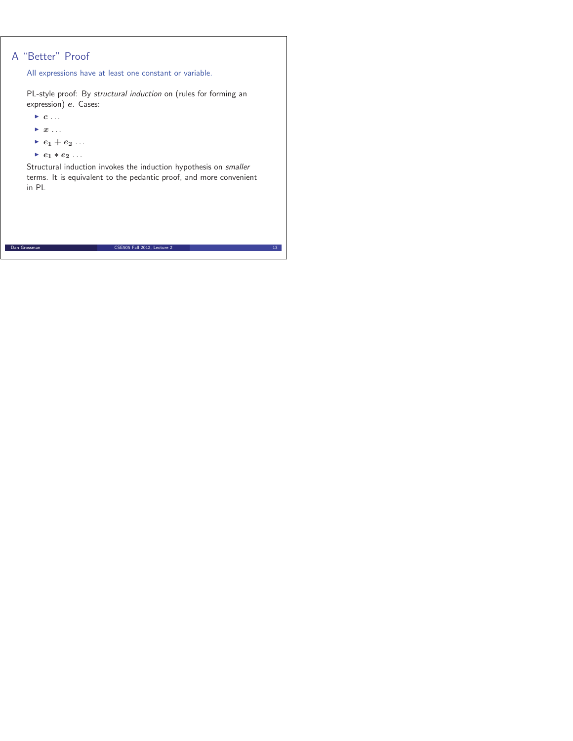## A "Better" Proof

All expressions have at least one constant or variable.

PL-style proof: By *structural induction* on (rules for forming an expression) $e$. Cases:

- $c$ ...
- $x$ ...
- $e_1 + e_2$ ...
- $e_1 * e_2$ ...

Structural induction invokes the induction hypothesis on *smaller* terms. It is equivalent to the pedantic proof, and more convenient in PL